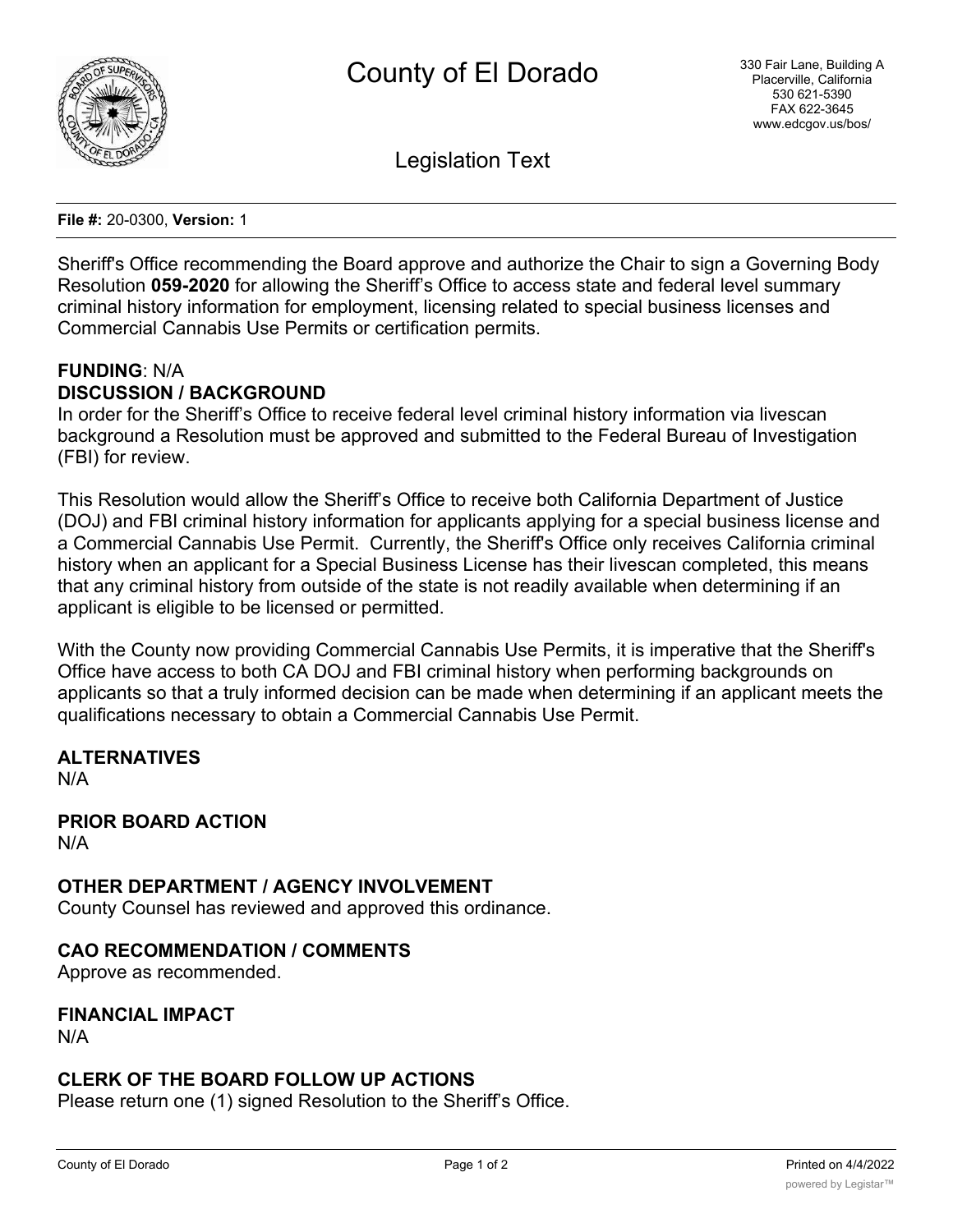# County of El Dorado

330 Fair Lane, Building A
Placerville, California
530 621-5390
FAX 622-3645
www.edcgov.us/bos/

## Legislation Text

**File #:** 20-0300, **Version:** 1

Sheriff's Office recommending the Board approve and authorize the Chair to sign a Governing Body Resolution **059-2020** for allowing the Sheriff's Office to access state and federal level summary criminal history information for employment, licensing related to special business licenses and Commercial Cannabis Use Permits or certification permits.

**FUNDING**: N/A

**DISCUSSION / BACKGROUND**

In order for the Sheriff's Office to receive federal level criminal history information via livescan background a Resolution must be approved and submitted to the Federal Bureau of Investigation (FBI) for review.

This Resolution would allow the Sheriff's Office to receive both California Department of Justice (DOJ) and FBI criminal history information for applicants applying for a special business license and a Commercial Cannabis Use Permit. Currently, the Sheriff's Office only receives California criminal history when an applicant for a Special Business License has their livescan completed, this means that any criminal history from outside of the state is not readily available when determining if an applicant is eligible to be licensed or permitted.

With the County now providing Commercial Cannabis Use Permits, it is imperative that the Sheriff's Office have access to both CA DOJ and FBI criminal history when performing backgrounds on applicants so that a truly informed decision can be made when determining if an applicant meets the qualifications necessary to obtain a Commercial Cannabis Use Permit.

**ALTERNATIVES**

N/A

**PRIOR BOARD ACTION**

N/A

**OTHER DEPARTMENT / AGENCY INVOLVEMENT**

County Counsel has reviewed and approved this ordinance.

**CAO RECOMMENDATION / COMMENTS**

Approve as recommended.

**FINANCIAL IMPACT**

N/A

**CLERK OF THE BOARD FOLLOW UP ACTIONS**

Please return one (1) signed Resolution to the Sheriff's Office.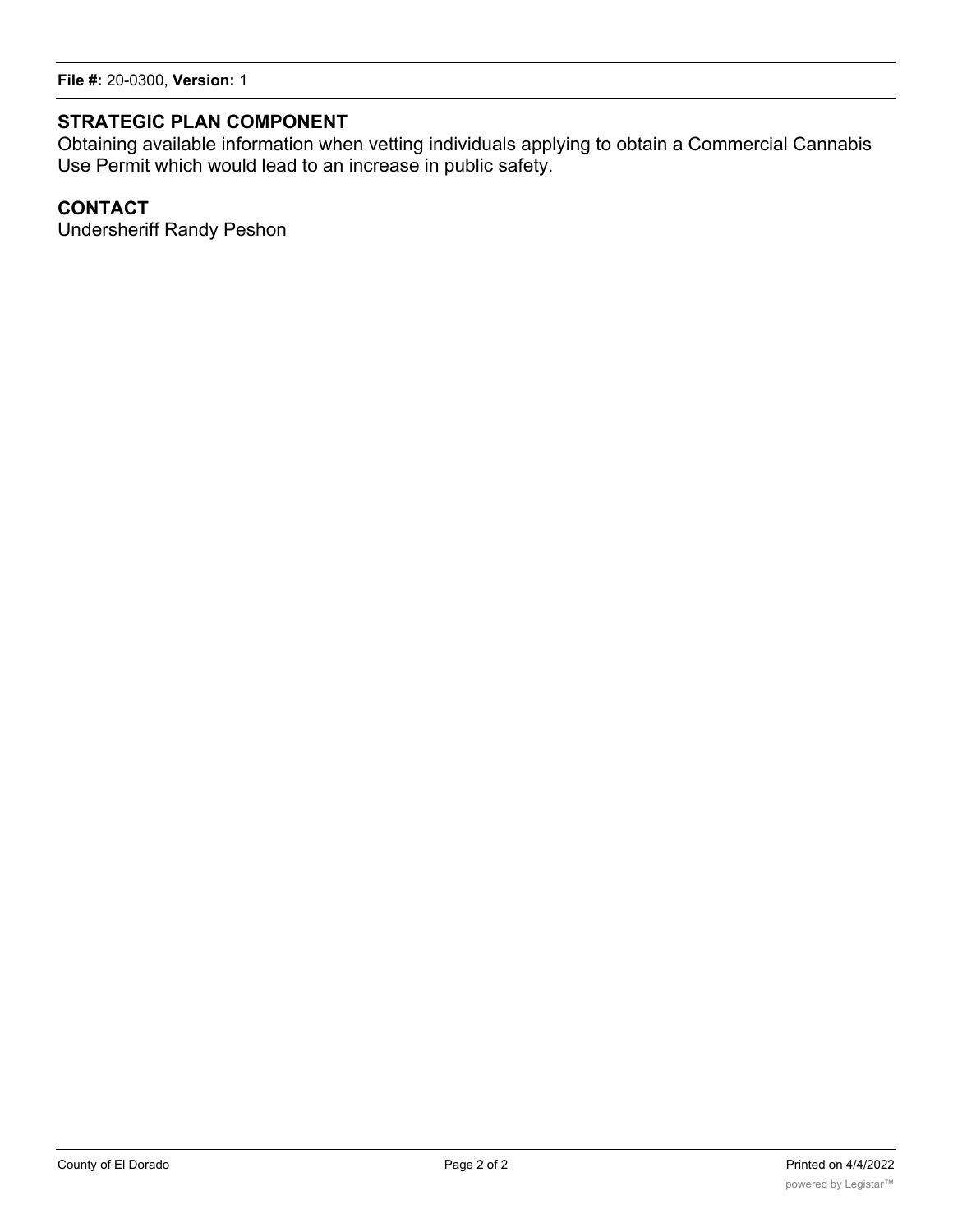## STRATEGIC PLAN COMPONENT

Obtaining available information when vetting individuals applying to obtain a Commercial Cannabis Use Permit which would lead to an increase in public safety.

## CONTACT

Undersheriff Randy Peshon